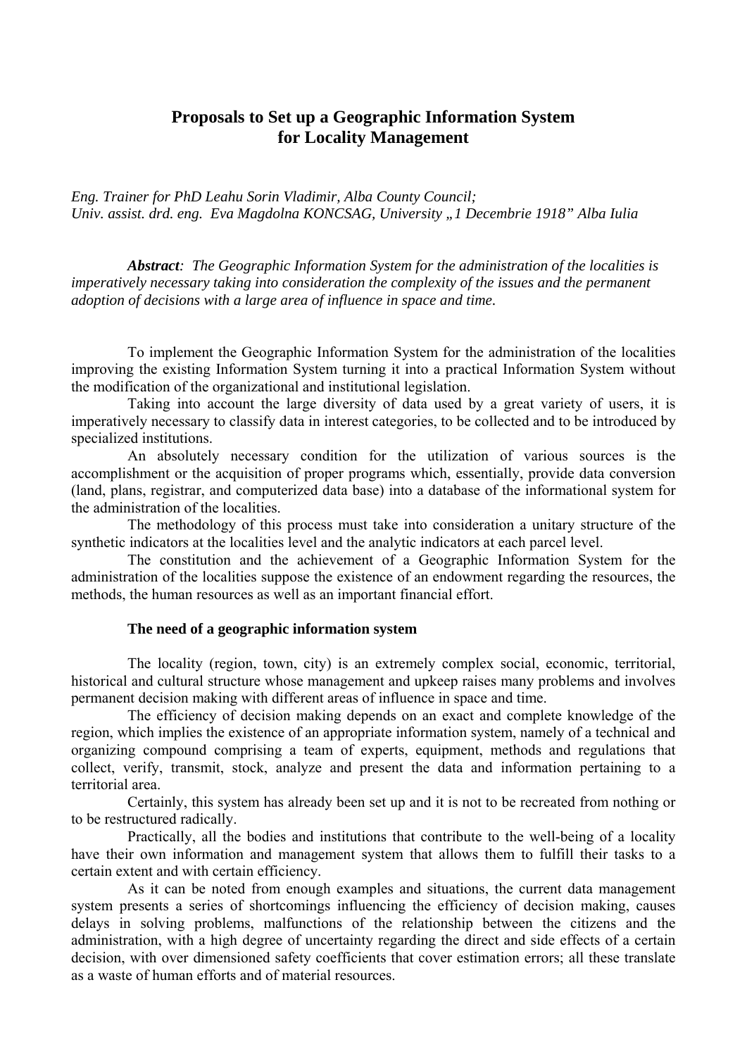# Proposals to Set up a Geographic Information System for Locality Management

*Eng. Trainer for PhD Leahu Sorin Vladimir, Alba County Council;*
*Univ. assist. drd. eng. Eva Magdolna KONCSAG, University „1 Decembrie 1918" Alba Iulia*

***Abstract**: The Geographic Information System for the administration of the localities is imperatively necessary taking into consideration the complexity of the issues and the permanent adoption of decisions with a large area of influence in space and time.*

To implement the Geographic Information System for the administration of the localities improving the existing Information System turning it into a practical Information System without the modification of the organizational and institutional legislation.

Taking into account the large diversity of data used by a great variety of users, it is imperatively necessary to classify data in interest categories, to be collected and to be introduced by specialized institutions.

An absolutely necessary condition for the utilization of various sources is the accomplishment or the acquisition of proper programs which, essentially, provide data conversion (land, plans, registrar, and computerized data base) into a database of the informational system for the administration of the localities.

The methodology of this process must take into consideration a unitary structure of the synthetic indicators at the localities level and the analytic indicators at each parcel level.

The constitution and the achievement of a Geographic Information System for the administration of the localities suppose the existence of an endowment regarding the resources, the methods, the human resources as well as an important financial effort.

### The need of a geographic information system

The locality (region, town, city) is an extremely complex social, economic, territorial, historical and cultural structure whose management and upkeep raises many problems and involves permanent decision making with different areas of influence in space and time.

The efficiency of decision making depends on an exact and complete knowledge of the region, which implies the existence of an appropriate information system, namely of a technical and organizing compound comprising a team of experts, equipment, methods and regulations that collect, verify, transmit, stock, analyze and present the data and information pertaining to a territorial area.

Certainly, this system has already been set up and it is not to be recreated from nothing or to be restructured radically.

Practically, all the bodies and institutions that contribute to the well-being of a locality have their own information and management system that allows them to fulfill their tasks to a certain extent and with certain efficiency.

As it can be noted from enough examples and situations, the current data management system presents a series of shortcomings influencing the efficiency of decision making, causes delays in solving problems, malfunctions of the relationship between the citizens and the administration, with a high degree of uncertainty regarding the direct and side effects of a certain decision, with over dimensioned safety coefficients that cover estimation errors; all these translate as a waste of human efforts and of material resources.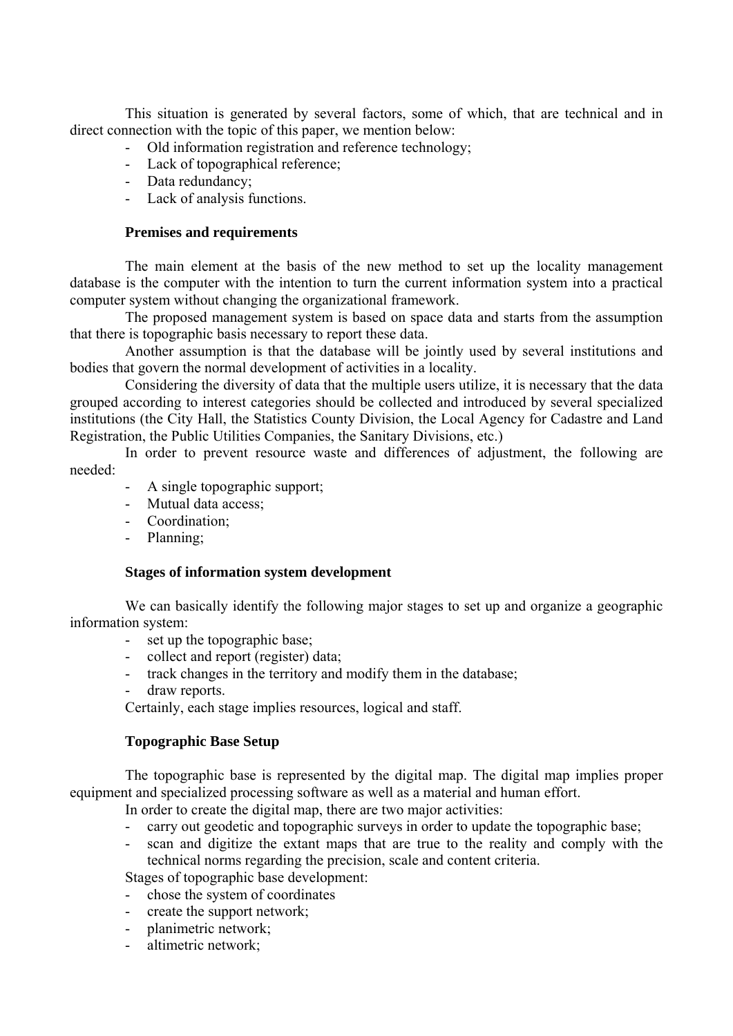This situation is generated by several factors, some of which, that are technical and in direct connection with the topic of this paper, we mention below:

- Old information registration and reference technology;
- Lack of topographical reference;
- Data redundancy;
- Lack of analysis functions.

### Premises and requirements

The main element at the basis of the new method to set up the locality management database is the computer with the intention to turn the current information system into a practical computer system without changing the organizational framework.

The proposed management system is based on space data and starts from the assumption that there is topographic basis necessary to report these data.

Another assumption is that the database will be jointly used by several institutions and bodies that govern the normal development of activities in a locality.

Considering the diversity of data that the multiple users utilize, it is necessary that the data grouped according to interest categories should be collected and introduced by several specialized institutions (the City Hall, the Statistics County Division, the Local Agency for Cadastre and Land Registration, the Public Utilities Companies, the Sanitary Divisions, etc.)

In order to prevent resource waste and differences of adjustment, the following are needed:

- A single topographic support;
- Mutual data access;
- Coordination;
- Planning;

### Stages of information system development

We can basically identify the following major stages to set up and organize a geographic information system:

- set up the topographic base;
- collect and report (register) data;
- track changes in the territory and modify them in the database;
- draw reports.

Certainly, each stage implies resources, logical and staff.

### Topographic Base Setup

The topographic base is represented by the digital map. The digital map implies proper equipment and specialized processing software as well as a material and human effort.

In order to create the digital map, there are two major activities:

- carry out geodetic and topographic surveys in order to update the topographic base;
- scan and digitize the extant maps that are true to the reality and comply with the technical norms regarding the precision, scale and content criteria.

Stages of topographic base development:

- chose the system of coordinates
- create the support network;
- planimetric network;
- altimetric network;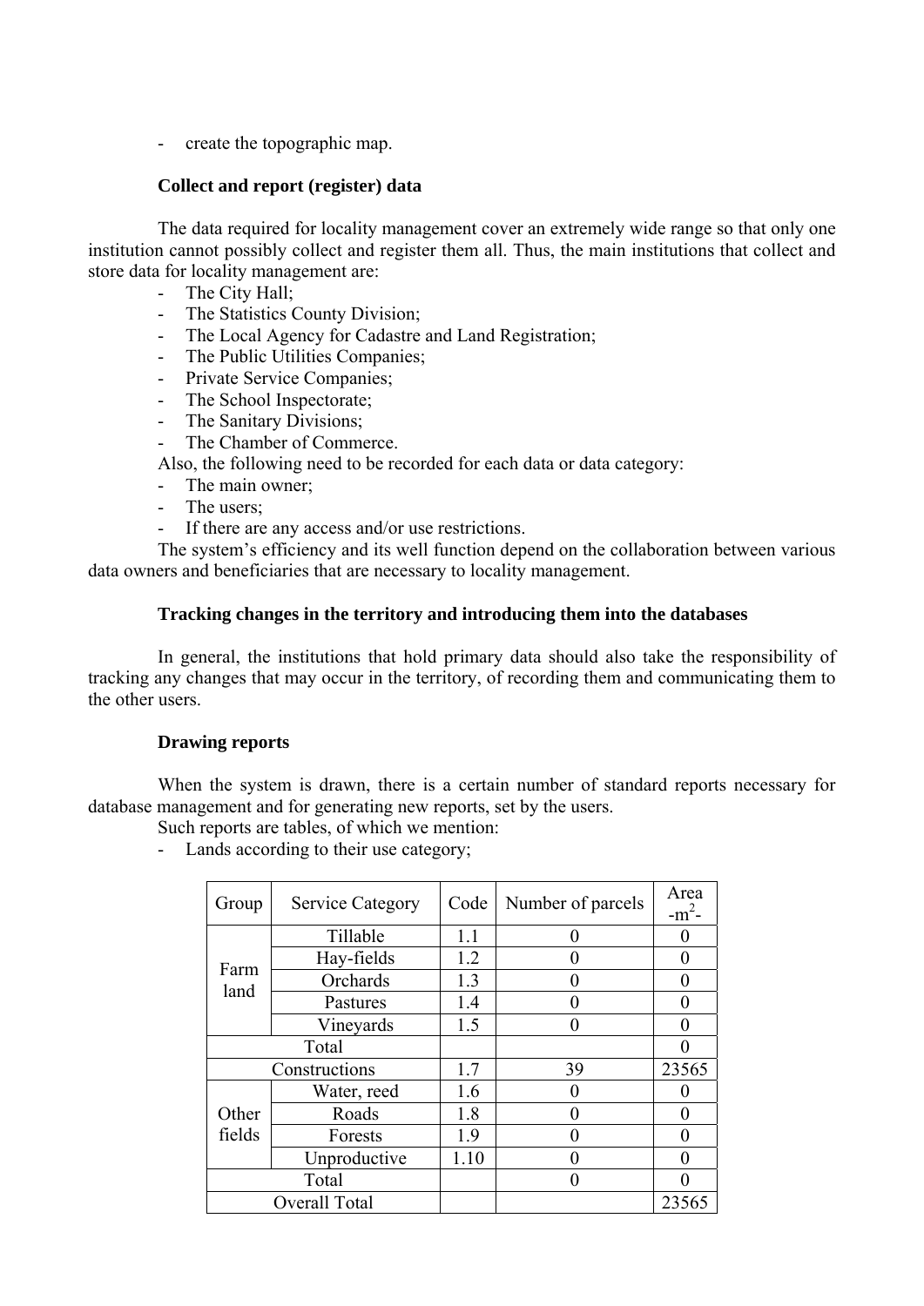- create the topographic map.

**Collect and report (register) data**

The data required for locality management cover an extremely wide range so that only one institution cannot possibly collect and register them all. Thus, the main institutions that collect and store data for locality management are:

- The City Hall;
- The Statistics County Division;
- The Local Agency for Cadastre and Land Registration;
- The Public Utilities Companies;
- Private Service Companies;
- The School Inspectorate;
- The Sanitary Divisions;
- The Chamber of Commerce.

Also, the following need to be recorded for each data or data category:

- The main owner;
- The users;
- If there are any access and/or use restrictions.

The system's efficiency and its well function depend on the collaboration between various data owners and beneficiaries that are necessary to locality management.

**Tracking changes in the territory and introducing them into the databases**

In general, the institutions that hold primary data should also take the responsibility of tracking any changes that may occur in the territory, of recording them and communicating them to the other users.

**Drawing reports**

When the system is drawn, there is a certain number of standard reports necessary for database management and for generating new reports, set by the users.

Such reports are tables, of which we mention:

- Lands according to their use category;

| Group | Service Category | Code | Number of parcels | Area -$m^2$- |
|---|---|---|---|---|
| Farm land | Tillable | 1.1 | 0 | 0 |
| | Hay-fields | 1.2 | 0 | 0 |
| | Orchards | 1.3 | 0 | 0 |
| | Pastures | 1.4 | 0 | 0 |
| | Vineyards | 1.5 | 0 | 0 |
| Total | | | | 0 |
| Constructions | | 1.7 | 39 | 23565 |
| Other fields | Water, reed | 1.6 | 0 | 0 |
| | Roads | 1.8 | 0 | 0 |
| | Forests | 1.9 | 0 | 0 |
| | Unproductive | 1.10 | 0 | 0 |
| Total | | | 0 | 0 |
| Overall Total | | | | 23565 |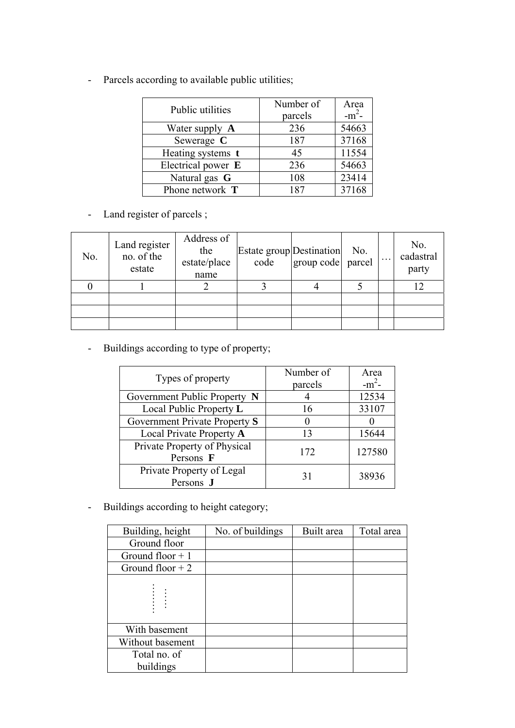- Parcels according to available public utilities;

| Public utilities | Number of parcels | Area -m$^2$- |
|---|---|---|
| Water supply **A** | 236 | 54663 |
| Sewerage **C** | 187 | 37168 |
| Heating systems **t** | 45 | 11554 |
| Electrical power **E** | 236 | 54663 |
| Natural gas **G** | 108 | 23414 |
| Phone network **T** | 187 | 37168 |

- Land register of parcels ;

| No. | Land register no. of the estate | Address of the estate/place name | Estate group code | Destination group code | No. parcel | … | No. cadastral party |
|---|---|---|---|---|---|---|---|
| 0 | 1 | 2 | 3 | 4 | 5 | | 12 |
| | | | | | | | |
| | | | | | | | |
| | | | | | | | |

- Buildings according to type of property;

| Types of property | Number of parcels | Area -m$^2$- |
|---|---|---|
| Government Public Property **N** | 4 | 12534 |
| Local Public Property **L** | 16 | 33107 |
| Government Private Property **S** | 0 | 0 |
| Local Private Property **A** | 13 | 15644 |
| Private Property of Physical Persons **F** | 172 | 127580 |
| Private Property of Legal Persons **J** | 31 | 38936 |

- Buildings according to height category;

| Building, height | No. of buildings | Built area | Total area |
|---|---|---|---|
| Ground floor | | | |
| Ground floor + 1 | | | |
| Ground floor + 2 | | | |
| ⋮ ⋮ | | | |
| With basement | | | |
| Without basement | | | |
| Total no. of buildings | | | |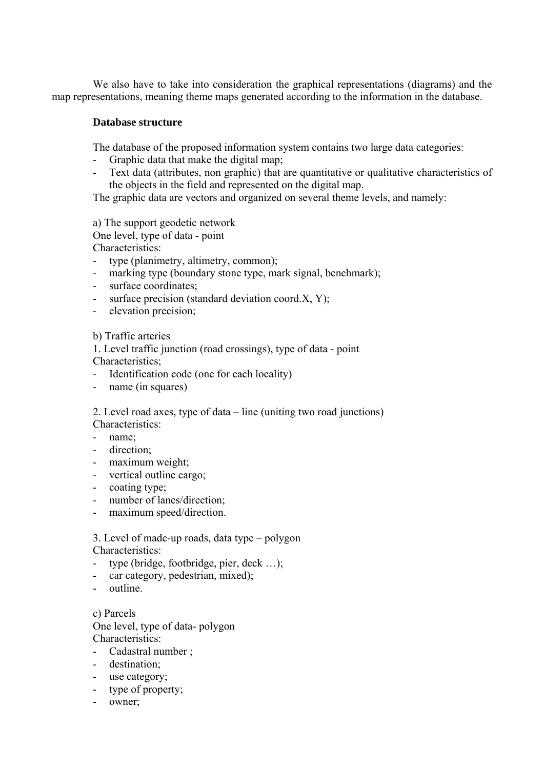We also have to take into consideration the graphical representations (diagrams) and the map representations, meaning theme maps generated according to the information in the database.

**Database structure**

The database of the proposed information system contains two large data categories:

- Graphic data that make the digital map;
- Text data (attributes, non graphic) that are quantitative or qualitative characteristics of the objects in the field and represented on the digital map.

The graphic data are vectors and organized on several theme levels, and namely:

a) The support geodetic network
One level, type of data - point
Characteristics:

- type (planimetry, altimetry, common);
- marking type (boundary stone type, mark signal, benchmark);
- surface coordinates;
- surface precision (standard deviation coord.X, Y);
- elevation precision;

b) Traffic arteries
1. Level traffic junction (road crossings), type of data - point
Characteristics;

- Identification code (one for each locality)
- name (in squares)

2. Level road axes, type of data – line (uniting two road junctions)
Characteristics:

- name;
- direction;
- maximum weight;
- vertical outline cargo;
- coating type;
- number of lanes/direction;
- maximum speed/direction.

3. Level of made-up roads, data type – polygon
Characteristics:

- type (bridge, footbridge, pier, deck …);
- car category, pedestrian, mixed);
- outline.

c) Parcels
One level, type of data- polygon
Characteristics:

- Cadastral number ;
- destination;
- use category;
- type of property;
- owner;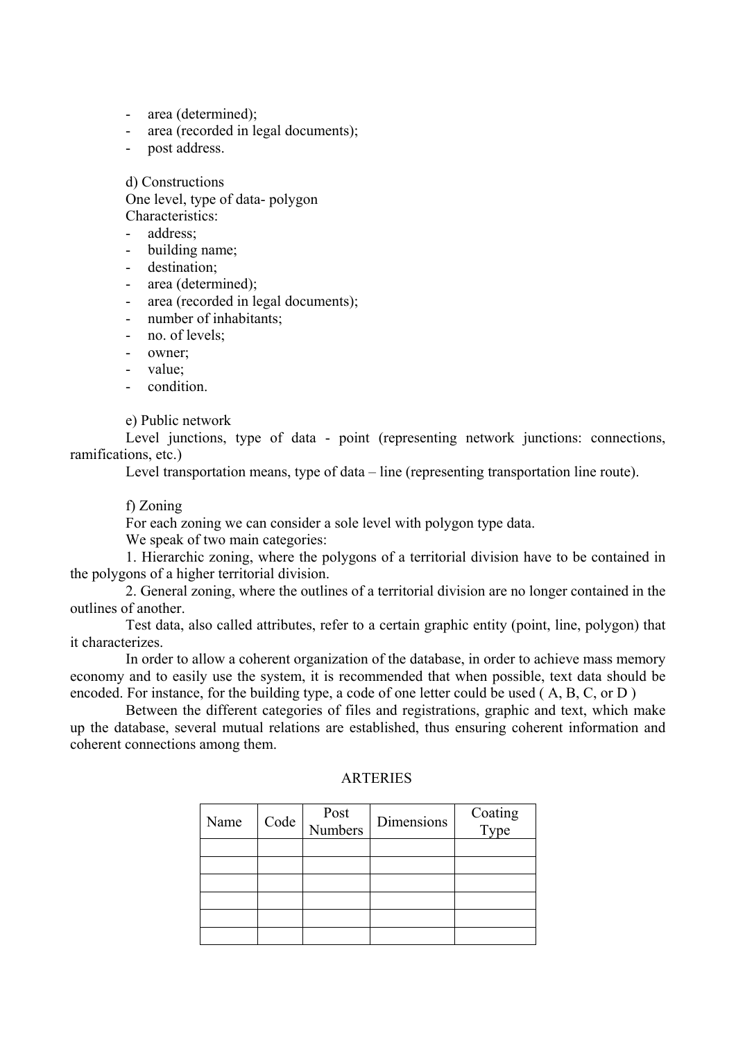- area (determined);
- area (recorded in legal documents);
- post address.

d) Constructions

One level, type of data- polygon

Characteristics:

- address;
- building name;
- destination;
- area (determined);
- area (recorded in legal documents);
- number of inhabitants;
- no. of levels;
- owner;
- value;
- condition.

e) Public network

Level junctions, type of data - point (representing network junctions: connections, ramifications, etc.)

Level transportation means, type of data – line (representing transportation line route).

f) Zoning

For each zoning we can consider a sole level with polygon type data.

We speak of two main categories:

1. Hierarchic zoning, where the polygons of a territorial division have to be contained in the polygons of a higher territorial division.
2. General zoning, where the outlines of a territorial division are no longer contained in the outlines of another.

Test data, also called attributes, refer to a certain graphic entity (point, line, polygon) that it characterizes.

In order to allow a coherent organization of the database, in order to achieve mass memory economy and to easily use the system, it is recommended that when possible, text data should be encoded. For instance, for the building type, a code of one letter could be used ( A, B, C, or D )

Between the different categories of files and registrations, graphic and text, which make up the database, several mutual relations are established, thus ensuring coherent information and coherent connections among them.

ARTERIES

| Name | Code | Post Numbers | Dimensions | Coating Type |
|---|---|---|---|---|
| | | | | |
| | | | | |
| | | | | |
| | | | | |
| | | | | |
| | | | | |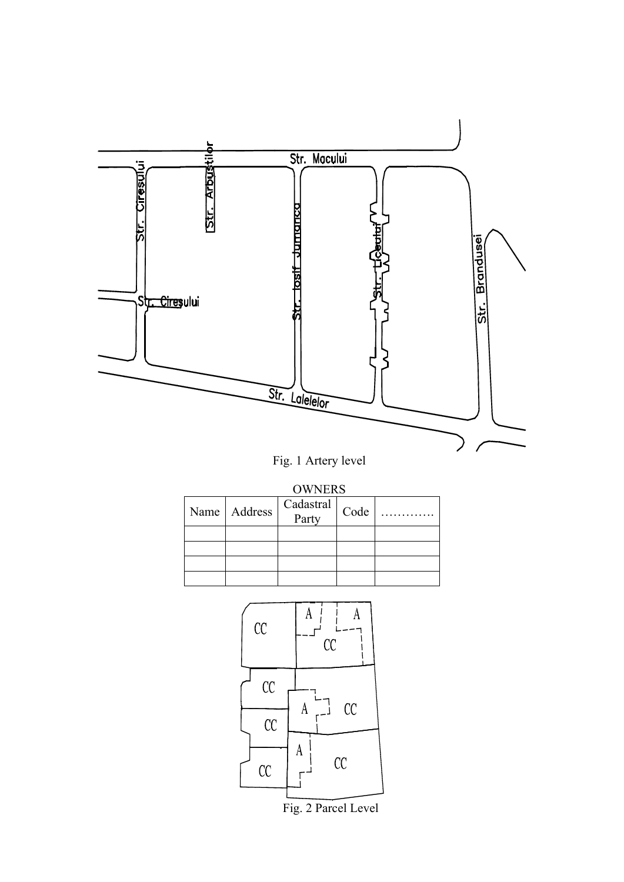Fig. 1 Artery level

OWNERS

| Name | Address | Cadastral Party | Code | …………. |
|---|---|---|---|---|
| | | | | |
| | | | | |
| | | | | |
| | | | | |

Fig. 2 Parcel Level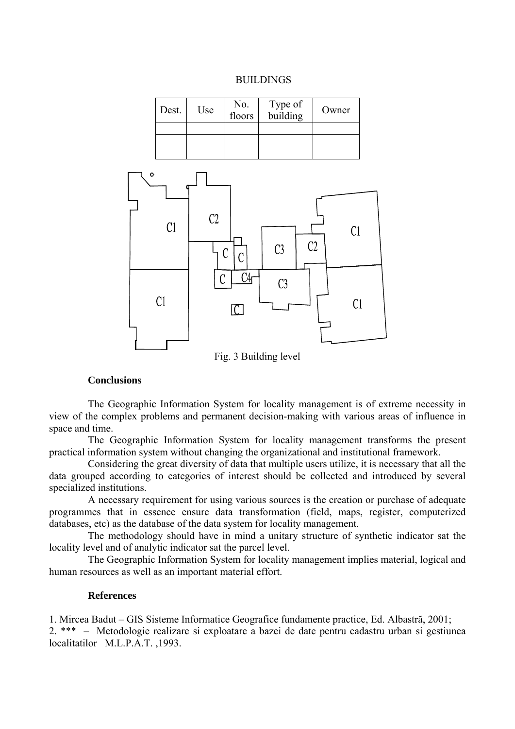BUILDINGS

| Dest. | Use | No. floors | Type of building | Owner |
|---|---|---|---|---|
| | | | | |
| | | | | |
| | | | | |

C1
C2
C
C
C3
C2
C1
C
C4
C3
C1
C
C1

Fig. 3 Building level

**Conclusions**

The Geographic Information System for locality management is of extreme necessity in view of the complex problems and permanent decision-making with various areas of influence in space and time.

The Geographic Information System for locality management transforms the present practical information system without changing the organizational and institutional framework.

Considering the great diversity of data that multiple users utilize, it is necessary that all the data grouped according to categories of interest should be collected and introduced by several specialized institutions.

A necessary requirement for using various sources is the creation or purchase of adequate programmes that in essence ensure data transformation (field, maps, register, computerized databases, etc) as the database of the data system for locality management.

The methodology should have in mind a unitary structure of synthetic indicator sat the locality level and of analytic indicator sat the parcel level.

The Geographic Information System for locality management implies material, logical and human resources as well as an important material effort.

**References**

1. Mircea Badut – GIS Sisteme Informatice Geografice fundamente practice, Ed. Albastră, 2001;
2. *** – Metodologie realizare si exploatare a bazei de date pentru cadastru urban si gestiunea localitatilor M.L.P.A.T. ,1993.